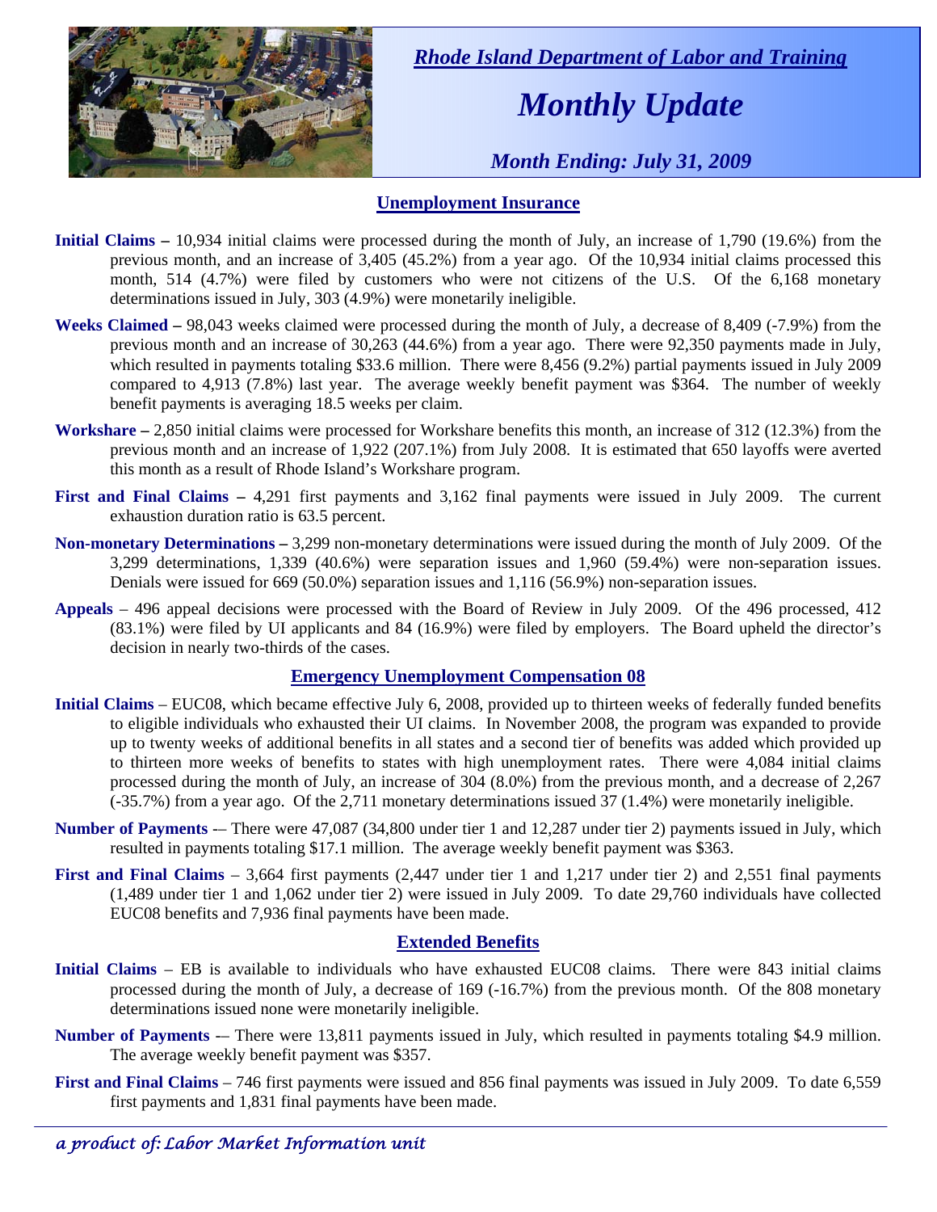# *Rhode Island Department of Labor and Training*

# *Monthly Update*

### *Month Ending: July 31, 2009*

## Unemployment Insurance

**Initial Claims –** 10,934 initial claims were processed during the month of July, an increase of 1,790 (19.6%) from the previous month, and an increase of 3,405 (45.2%) from a year ago. Of the 10,934 initial claims processed this month, 514 (4.7%) were filed by customers who were not citizens of the U.S. Of the 6,168 monetary determinations issued in July, 303 (4.9%) were monetarily ineligible.

**Weeks Claimed –** 98,043 weeks claimed were processed during the month of July, a decrease of 8,409 (-7.9%) from the previous month and an increase of 30,263 (44.6%) from a year ago. There were 92,350 payments made in July, which resulted in payments totaling $33.6 million. There were 8,456 (9.2%) partial payments issued in July 2009 compared to 4,913 (7.8%) last year. The average weekly benefit payment was $364. The number of weekly benefit payments is averaging 18.5 weeks per claim.

**Workshare –** 2,850 initial claims were processed for Workshare benefits this month, an increase of 312 (12.3%) from the previous month and an increase of 1,922 (207.1%) from July 2008. It is estimated that 650 layoffs were averted this month as a result of Rhode Island's Workshare program.

**First and Final Claims –** 4,291 first payments and 3,162 final payments were issued in July 2009. The current exhaustion duration ratio is 63.5 percent.

**Non-monetary Determinations –** 3,299 non-monetary determinations were issued during the month of July 2009. Of the 3,299 determinations, 1,339 (40.6%) were separation issues and 1,960 (59.4%) were non-separation issues. Denials were issued for 669 (50.0%) separation issues and 1,116 (56.9%) non-separation issues.

**Appeals** – 496 appeal decisions were processed with the Board of Review in July 2009. Of the 496 processed, 412 (83.1%) were filed by UI applicants and 84 (16.9%) were filed by employers. The Board upheld the director's decision in nearly two-thirds of the cases.

## Emergency Unemployment Compensation 08

**Initial Claims** – EUC08, which became effective July 6, 2008, provided up to thirteen weeks of federally funded benefits to eligible individuals who exhausted their UI claims. In November 2008, the program was expanded to provide up to twenty weeks of additional benefits in all states and a second tier of benefits was added which provided up to thirteen more weeks of benefits to states with high unemployment rates. There were 4,084 initial claims processed during the month of July, an increase of 304 (8.0%) from the previous month, and a decrease of 2,267 (-35.7%) from a year ago. Of the 2,711 monetary determinations issued 37 (1.4%) were monetarily ineligible.

**Number of Payments** -– There were 47,087 (34,800 under tier 1 and 12,287 under tier 2) payments issued in July, which resulted in payments totaling $17.1 million. The average weekly benefit payment was $363.

**First and Final Claims** – 3,664 first payments (2,447 under tier 1 and 1,217 under tier 2) and 2,551 final payments (1,489 under tier 1 and 1,062 under tier 2) were issued in July 2009. To date 29,760 individuals have collected EUC08 benefits and 7,936 final payments have been made.

## Extended Benefits

**Initial Claims** – EB is available to individuals who have exhausted EUC08 claims. There were 843 initial claims processed during the month of July, a decrease of 169 (-16.7%) from the previous month. Of the 808 monetary determinations issued none were monetarily ineligible.

**Number of Payments** -– There were 13,811 payments issued in July, which resulted in payments totaling $4.9 million. The average weekly benefit payment was $357.

**First and Final Claims** – 746 first payments were issued and 856 final payments was issued in July 2009. To date 6,559 first payments and 1,831 final payments have been made.

*a product of: Labor Market Information unit*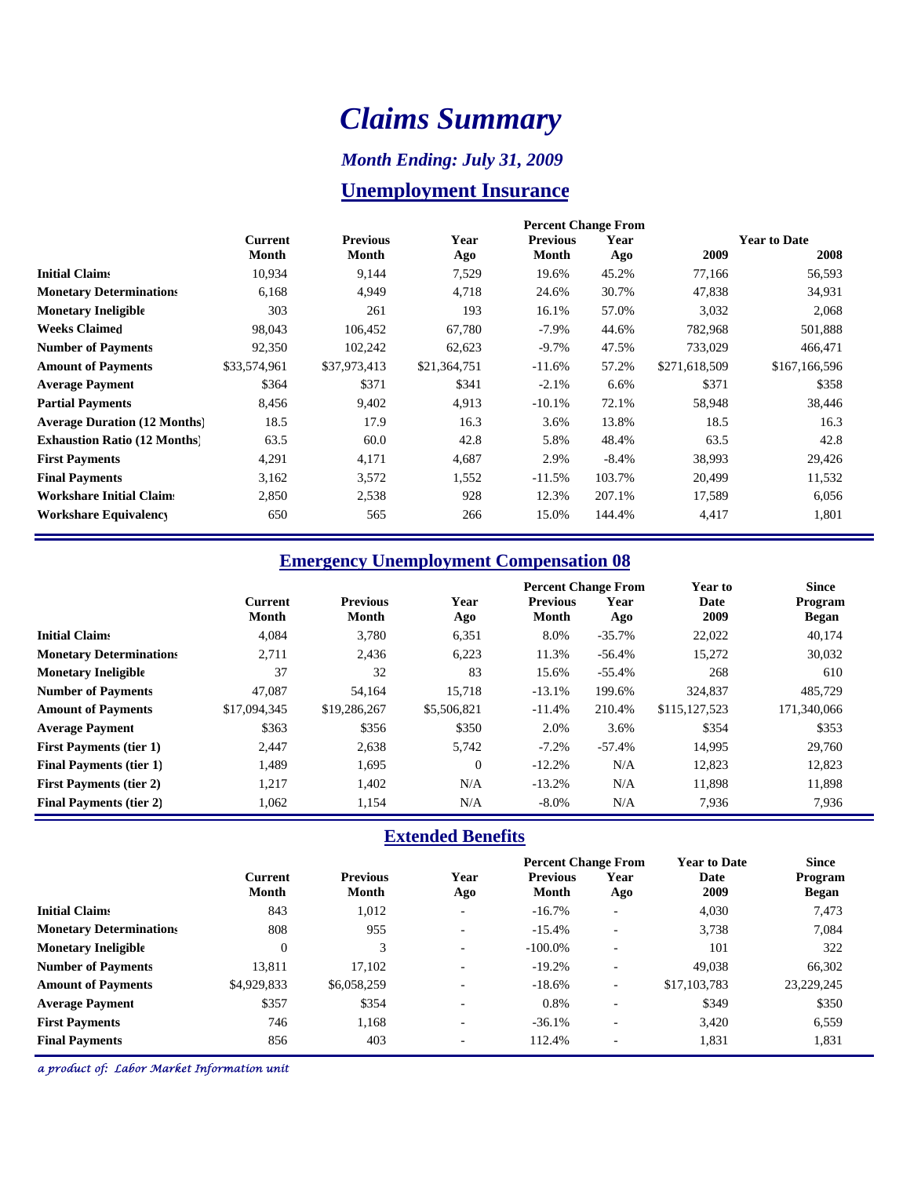# *Claims Summary*

## *Month Ending: July 31, 2009*

## Unemployment Insurance

| | Current Month | Previous Month | Year Ago | Percent Change From Previous Month | Percent Change From Year Ago | Year to Date 2009 | Year to Date 2008 |
|---|---|---|---|---|---|---|---|
| **Initial Claims** | 10,934 | 9,144 | 7,529 | 19.6% | 45.2% | 77,166 | 56,593 |
| **Monetary Determinations** | 6,168 | 4,949 | 4,718 | 24.6% | 30.7% | 47,838 | 34,931 |
| **Monetary Ineligible** | 303 | 261 | 193 | 16.1% | 57.0% | 3,032 | 2,068 |
| **Weeks Claimed** | 98,043 | 106,452 | 67,780 | -7.9% | 44.6% | 782,968 | 501,888 |
| **Number of Payments** | 92,350 | 102,242 | 62,623 | -9.7% | 47.5% | 733,029 | 466,471 |
| **Amount of Payments** | $33,574,961 | $37,973,413 | $21,364,751 | -11.6% | 57.2% | $271,618,509 | $167,166,596 |
| **Average Payment** | $364 | $371 | $341 | -2.1% | 6.6% | $371 | $358 |
| **Partial Payments** | 8,456 | 9,402 | 4,913 | -10.1% | 72.1% | 58,948 | 38,446 |
| **Average Duration (12 Months)** | 18.5 | 17.9 | 16.3 | 3.6% | 13.8% | 18.5 | 16.3 |
| **Exhaustion Ratio (12 Months)** | 63.5 | 60.0 | 42.8 | 5.8% | 48.4% | 63.5 | 42.8 |
| **First Payments** | 4,291 | 4,171 | 4,687 | 2.9% | -8.4% | 38,993 | 29,426 |
| **Final Payments** | 3,162 | 3,572 | 1,552 | -11.5% | 103.7% | 20,499 | 11,532 |
| **Workshare Initial Claims** | 2,850 | 2,538 | 928 | 12.3% | 207.1% | 17,589 | 6,056 |
| **Workshare Equivalency** | 650 | 565 | 266 | 15.0% | 144.4% | 4,417 | 1,801 |

## Emergency Unemployment Compensation 08

| | Current Month | Previous Month | Year Ago | Percent Change From Previous Month | Percent Change From Year Ago | Year to Date 2009 | Since Program Began |
|---|---|---|---|---|---|---|---|
| **Initial Claims** | 4,084 | 3,780 | 6,351 | 8.0% | -35.7% | 22,022 | 40,174 |
| **Monetary Determinations** | 2,711 | 2,436 | 6,223 | 11.3% | -56.4% | 15,272 | 30,032 |
| **Monetary Ineligible** | 37 | 32 | 83 | 15.6% | -55.4% | 268 | 610 |
| **Number of Payments** | 47,087 | 54,164 | 15,718 | -13.1% | 199.6% | 324,837 | 485,729 |
| **Amount of Payments** | $17,094,345 | $19,286,267 | $5,506,821 | -11.4% | 210.4% | $115,127,523 | 171,340,066 |
| **Average Payment** | $363 | $356 | $350 | 2.0% | 3.6% | $354 | $353 |
| **First Payments (tier 1)** | 2,447 | 2,638 | 5,742 | -7.2% | -57.4% | 14,995 | 29,760 |
| **Final Payments (tier 1)** | 1,489 | 1,695 | 0 | -12.2% | N/A | 12,823 | 12,823 |
| **First Payments (tier 2)** | 1,217 | 1,402 | N/A | -13.2% | N/A | 11,898 | 11,898 |
| **Final Payments (tier 2)** | 1,062 | 1,154 | N/A | -8.0% | N/A | 7,936 | 7,936 |

## Extended Benefits

| | Current Month | Previous Month | Year Ago | Percent Change From Previous Month | Percent Change From Year Ago | Year to Date Date 2009 | Since Program Began |
|---|---|---|---|---|---|---|---|
| **Initial Claims** | 843 | 1,012 | - | -16.7% | - | 4,030 | 7,473 |
| **Monetary Determinations** | 808 | 955 | - | -15.4% | - | 3,738 | 7,084 |
| **Monetary Ineligible** | 0 | 3 | - | -100.0% | - | 101 | 322 |
| **Number of Payments** | 13,811 | 17,102 | - | -19.2% | - | 49,038 | 66,302 |
| **Amount of Payments** | $4,929,833 | $6,058,259 | - | -18.6% | - | $17,103,783 | 23,229,245 |
| **Average Payment** | $357 | $354 | - | 0.8% | - | $349 | $350 |
| **First Payments** | 746 | 1,168 | - | -36.1% | - | 3,420 | 6,559 |
| **Final Payments** | 856 | 403 | - | 112.4% | - | 1,831 | 1,831 |

*a product of: Labor Market Information unit*